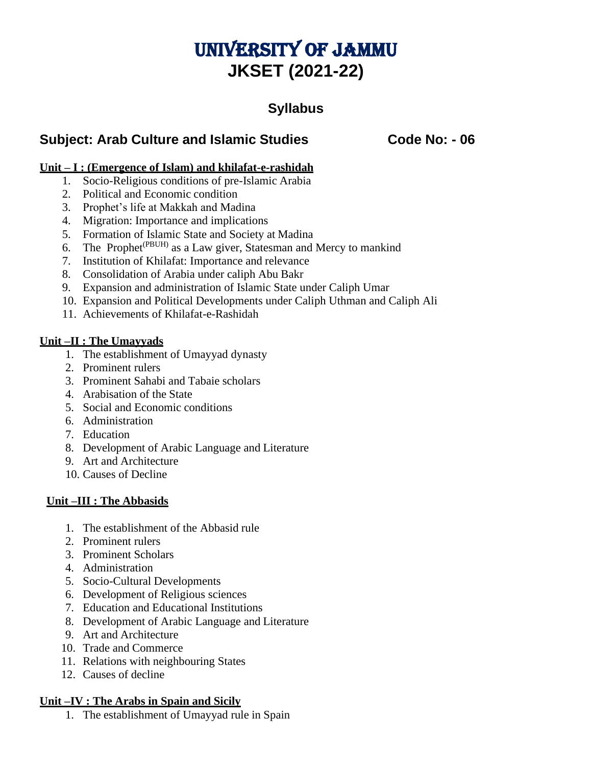# UNIVERSITY OF JAMMU
# JKSET (2021-22)

## Syllabus

## Subject: Arab Culture and Islamic Studies Code No: - 06

**Unit – I : (Emergence of Islam) and khilafat-e-rashidah**

1. Socio-Religious conditions of pre-Islamic Arabia
2. Political and Economic condition
3. Prophet's life at Makkah and Madina
4. Migration: Importance and implications
5. Formation of Islamic State and Society at Madina
6. The Prophet(PBUH) as a Law giver, Statesman and Mercy to mankind
7. Institution of Khilafat: Importance and relevance
8. Consolidation of Arabia under caliph Abu Bakr
9. Expansion and administration of Islamic State under Caliph Umar
10. Expansion and Political Developments under Caliph Uthman and Caliph Ali
11. Achievements of Khilafat-e-Rashidah

**Unit –II : The Umayyads**

1. The establishment of Umayyad dynasty
2. Prominent rulers
3. Prominent Sahabi and Tabaie scholars
4. Arabisation of the State
5. Social and Economic conditions
6. Administration
7. Education
8. Development of Arabic Language and Literature
9. Art and Architecture
10. Causes of Decline

**Unit –III : The Abbasids**

1. The establishment of the Abbasid rule
2. Prominent rulers
3. Prominent Scholars
4. Administration
5. Socio-Cultural Developments
6. Development of Religious sciences
7. Education and Educational Institutions
8. Development of Arabic Language and Literature
9. Art and Architecture
10. Trade and Commerce
11. Relations with neighbouring States
12. Causes of decline

**Unit –IV : The Arabs in Spain and Sicily**

1. The establishment of Umayyad rule in Spain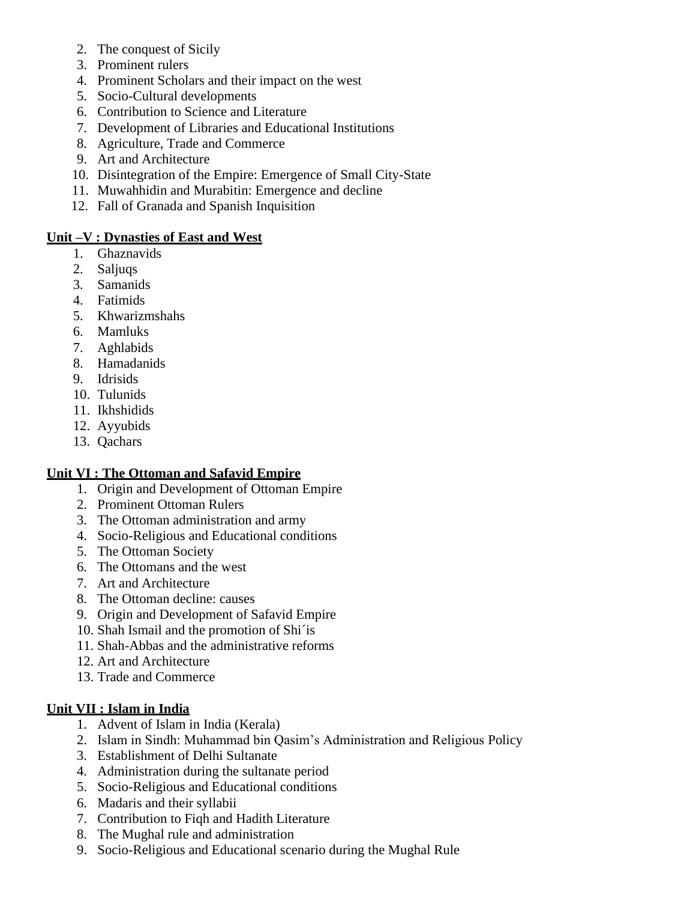2. The conquest of Sicily
3. Prominent rulers
4. Prominent Scholars and their impact on the west
5. Socio-Cultural developments
6. Contribution to Science and Literature
7. Development of Libraries and Educational Institutions
8. Agriculture, Trade and Commerce
9. Art and Architecture
10. Disintegration of the Empire: Emergence of Small City-State
11. Muwahhidin and Murabitin: Emergence and decline
12. Fall of Granada and Spanish Inquisition

**Unit –V : Dynasties of East and West**

1. Ghaznavids
2. Saljuqs
3. Samanids
4. Fatimids
5. Khwarizmshahs
6. Mamluks
7. Aghlabids
8. Hamadanids
9. Idrisids
10. Tulunids
11. Ikhshidids
12. Ayyubids
13. Qachars

**Unit VI : The Ottoman and Safavid Empire**

1. Origin and Development of Ottoman Empire
2. Prominent Ottoman Rulers
3. The Ottoman administration and army
4. Socio-Religious and Educational conditions
5. The Ottoman Society
6. The Ottomans and the west
7. Art and Architecture
8. The Ottoman decline: causes
9. Origin and Development of Safavid Empire
10. Shah Ismail and the promotion of Shi´is
11. Shah-Abbas and the administrative reforms
12. Art and Architecture
13. Trade and Commerce

**Unit VII : Islam in India**

1. Advent of Islam in India (Kerala)
2. Islam in Sindh: Muhammad bin Qasim's Administration and Religious Policy
3. Establishment of Delhi Sultanate
4. Administration during the sultanate period
5. Socio-Religious and Educational conditions
6. Madaris and their syllabii
7. Contribution to Fiqh and Hadith Literature
8. The Mughal rule and administration
9. Socio-Religious and Educational scenario during the Mughal Rule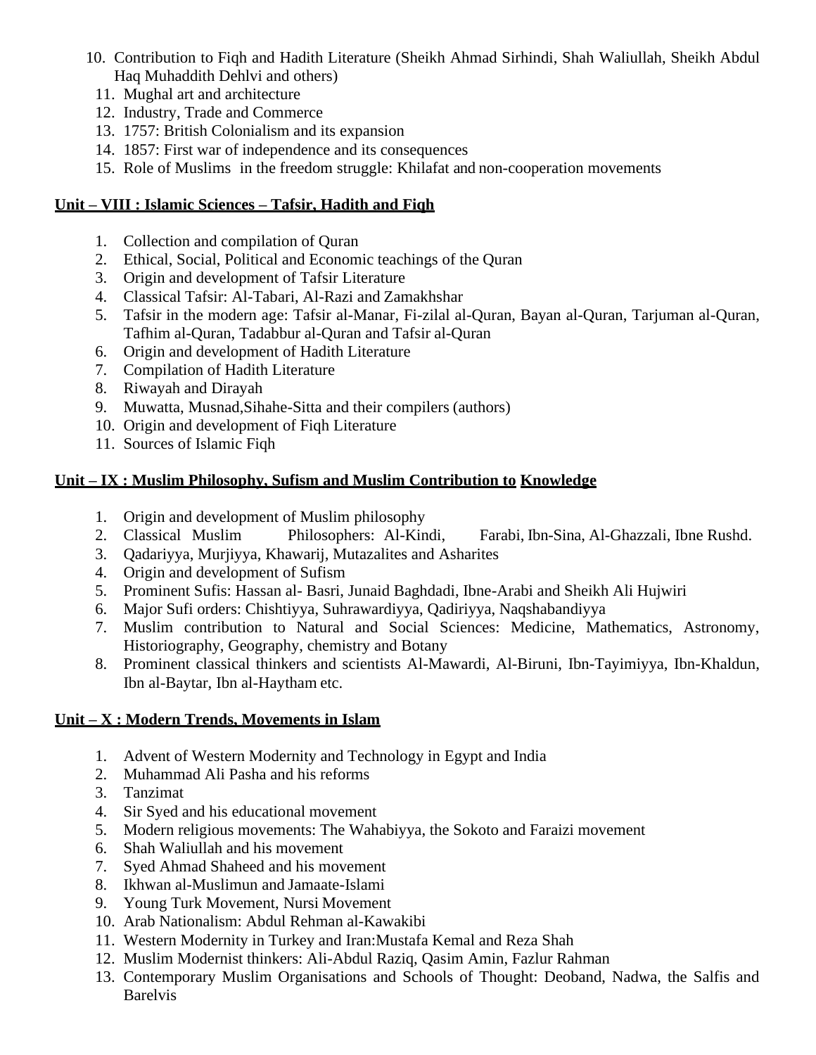10. Contribution to Fiqh and Hadith Literature (Sheikh Ahmad Sirhindi, Shah Waliullah, Sheikh Abdul Haq Muhaddith Dehlvi and others)
11. Mughal art and architecture
12. Industry, Trade and Commerce
13. 1757: British Colonialism and its expansion
14. 1857: First war of independence and its consequences
15. Role of Muslims in the freedom struggle: Khilafat and non-cooperation movements

**Unit – VIII : Islamic Sciences – Tafsir, Hadith and Fiqh**

1. Collection and compilation of Quran
2. Ethical, Social, Political and Economic teachings of the Quran
3. Origin and development of Tafsir Literature
4. Classical Tafsir: Al-Tabari, Al-Razi and Zamakhshar
5. Tafsir in the modern age: Tafsir al-Manar, Fi-zilal al-Quran, Bayan al-Quran, Tarjuman al-Quran, Tafhim al-Quran, Tadabbur al-Quran and Tafsir al-Quran
6. Origin and development of Hadith Literature
7. Compilation of Hadith Literature
8. Riwayah and Dirayah
9. Muwatta, Musnad,Sihahe-Sitta and their compilers (authors)
10. Origin and development of Fiqh Literature
11. Sources of Islamic Fiqh

**Unit – IX : Muslim Philosophy, Sufism and Muslim Contribution to Knowledge**

1. Origin and development of Muslim philosophy
2. Classical Muslim Philosophers: Al-Kindi, Farabi, Ibn-Sina, Al-Ghazzali, Ibne Rushd.
3. Qadariyya, Murjiyya, Khawarij, Mutazalites and Asharites
4. Origin and development of Sufism
5. Prominent Sufis: Hassan al- Basri, Junaid Baghdadi, Ibne-Arabi and Sheikh Ali Hujwiri
6. Major Sufi orders: Chishtiyya, Suhrawardiyya, Qadiriyya, Naqshabandiyya
7. Muslim contribution to Natural and Social Sciences: Medicine, Mathematics, Astronomy, Historiography, Geography, chemistry and Botany
8. Prominent classical thinkers and scientists Al-Mawardi, Al-Biruni, Ibn-Tayimiyya, Ibn-Khaldun, Ibn al-Baytar, Ibn al-Haytham etc.

**Unit – X : Modern Trends, Movements in Islam**

1. Advent of Western Modernity and Technology in Egypt and India
2. Muhammad Ali Pasha and his reforms
3. Tanzimat
4. Sir Syed and his educational movement
5. Modern religious movements: The Wahabiyya, the Sokoto and Faraizi movement
6. Shah Waliullah and his movement
7. Syed Ahmad Shaheed and his movement
8. Ikhwan al-Muslimun and Jamaate-Islami
9. Young Turk Movement, Nursi Movement
10. Arab Nationalism: Abdul Rehman al-Kawakibi
11. Western Modernity in Turkey and Iran:Mustafa Kemal and Reza Shah
12. Muslim Modernist thinkers: Ali-Abdul Raziq, Qasim Amin, Fazlur Rahman
13. Contemporary Muslim Organisations and Schools of Thought: Deoband, Nadwa, the Salfis and Barelvis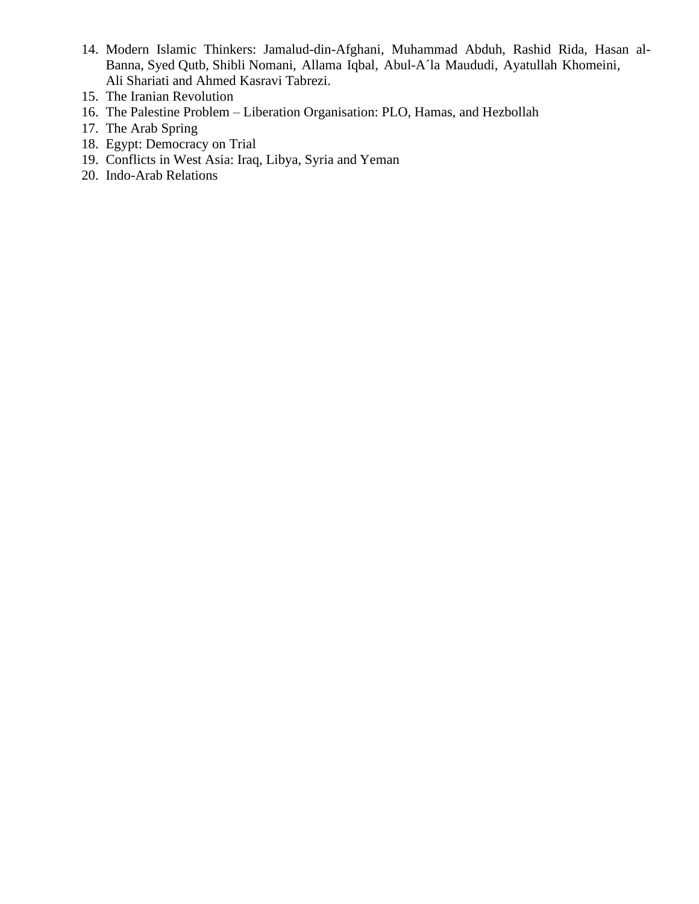14. Modern Islamic Thinkers: Jamalud-din-Afghani, Muhammad Abduh, Rashid Rida, Hasan al-Banna, Syed Qutb, Shibli Nomani, Allama Iqbal, Abul-A´la Maududi, Ayatullah Khomeini, Ali Shariati and Ahmed Kasravi Tabrezi.
15. The Iranian Revolution
16. The Palestine Problem – Liberation Organisation: PLO, Hamas, and Hezbollah
17. The Arab Spring
18. Egypt: Democracy on Trial
19. Conflicts in West Asia: Iraq, Libya, Syria and Yeman
20. Indo-Arab Relations